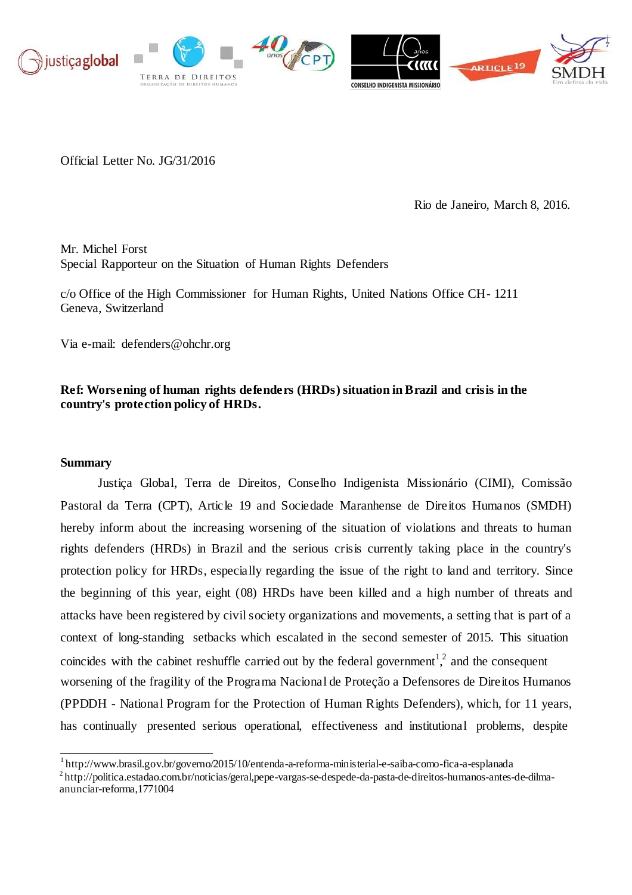Official Letter No. JG/31/2016

Rio de Janeiro, March 8, 2016.

Mr. Michel Forst
Special Rapporteur on the Situation of Human Rights Defenders

c/o Office of the High Commissioner for Human Rights, United Nations Office CH- 1211
Geneva, Switzerland

Via e-mail: defenders@ohchr.org

**Ref: Worsening of human rights defenders (HRDs) situation in Brazil and crisis in the country's protection policy of HRDs.**

**Summary**

Justiça Global, Terra de Direitos, Conselho Indigenista Missionário (CIMI), Comissão Pastoral da Terra (CPT), Article 19 and Sociedade Maranhense de Direitos Humanos (SMDH) hereby inform about the increasing worsening of the situation of violations and threats to human rights defenders (HRDs) in Brazil and the serious crisis currently taking place in the country's protection policy for HRDs, especially regarding the issue of the right to land and territory. Since the beginning of this year, eight (08) HRDs have been killed and a high number of threats and attacks have been registered by civil society organizations and movements, a setting that is part of a context of long-standing setbacks which escalated in the second semester of 2015. This situation coincides with the cabinet reshuffle carried out by the federal government[1],[2] and the consequent worsening of the fragility of the Programa Nacional de Proteção a Defensores de Direitos Humanos (PPDDH - National Program for the Protection of Human Rights Defenders), which, for 11 years, has continually presented serious operational, effectiveness and institutional problems, despite

[1] http://www.brasil.gov.br/governo/2015/10/entenda-a-reforma-ministerial-e-saiba-como-fica-a-esplanada
[2] http://politica.estadao.com.br/noticias/geral,pepe-vargas-se-despede-da-pasta-de-direitos-humanos-antes-de-dilma-anunciar-reforma,1771004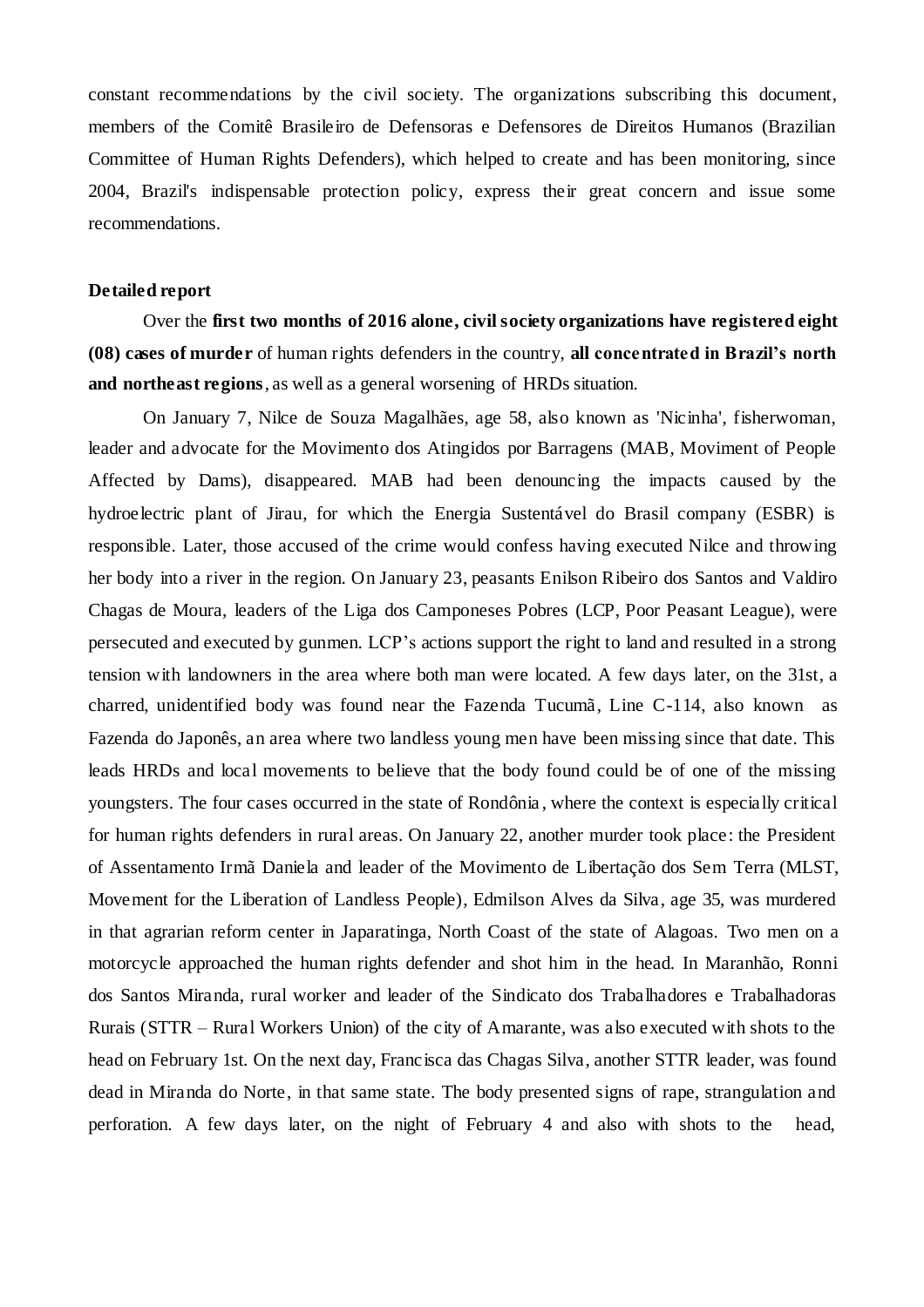constant recommendations by the civil society. The organizations subscribing this document, members of the Comitê Brasileiro de Defensoras e Defensores de Direitos Humanos (Brazilian Committee of Human Rights Defenders), which helped to create and has been monitoring, since 2004, Brazil's indispensable protection policy, express their great concern and issue some recommendations.

**Detailed report**

Over the **first two months of 2016 alone, civil society organizations have registered eight (08) cases of murder** of human rights defenders in the country, **all concentrated in Brazil's north and northeast regions**, as well as a general worsening of HRDs situation.

On January 7, Nilce de Souza Magalhães, age 58, also known as 'Nicinha', fisherwoman, leader and advocate for the Movimento dos Atingidos por Barragens (MAB, Moviment of People Affected by Dams), disappeared. MAB had been denouncing the impacts caused by the hydroelectric plant of Jirau, for which the Energia Sustentável do Brasil company (ESBR) is responsible. Later, those accused of the crime would confess having executed Nilce and throwing her body into a river in the region. On January 23, peasants Enilson Ribeiro dos Santos and Valdiro Chagas de Moura, leaders of the Liga dos Camponeses Pobres (LCP, Poor Peasant League), were persecuted and executed by gunmen. LCP's actions support the right to land and resulted in a strong tension with landowners in the area where both man were located. A few days later, on the 31st, a charred, unidentified body was found near the Fazenda Tucumã, Line C-114, also known as Fazenda do Japonês, an area where two landless young men have been missing since that date. This leads HRDs and local movements to believe that the body found could be of one of the missing youngsters. The four cases occurred in the state of Rondônia, where the context is especially critical for human rights defenders in rural areas. On January 22, another murder took place: the President of Assentamento Irmã Daniela and leader of the Movimento de Libertação dos Sem Terra (MLST, Movement for the Liberation of Landless People), Edmilson Alves da Silva, age 35, was murdered in that agrarian reform center in Japaratinga, North Coast of the state of Alagoas. Two men on a motorcycle approached the human rights defender and shot him in the head. In Maranhão, Ronni dos Santos Miranda, rural worker and leader of the Sindicato dos Trabalhadores e Trabalhadoras Rurais (STTR – Rural Workers Union) of the city of Amarante, was also executed with shots to the head on February 1st. On the next day, Francisca das Chagas Silva, another STTR leader, was found dead in Miranda do Norte, in that same state. The body presented signs of rape, strangulation and perforation. A few days later, on the night of February 4 and also with shots to the head,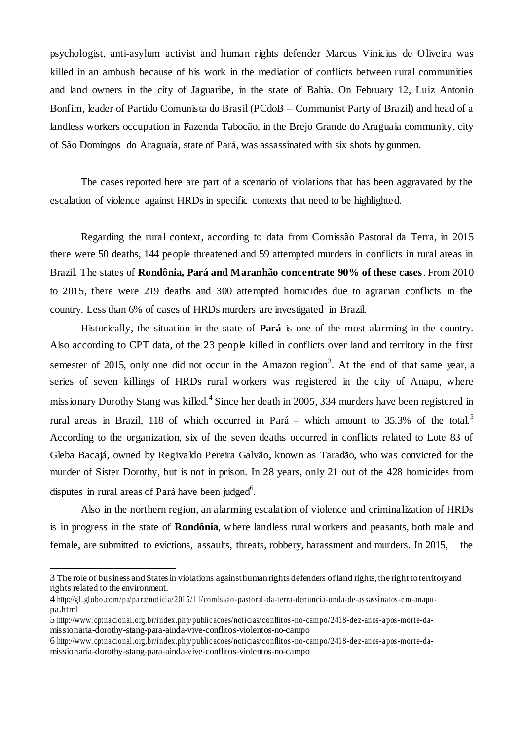psychologist, anti-asylum activist and human rights defender Marcus Vinicius de Oliveira was killed in an ambush because of his work in the mediation of conflicts between rural communities and land owners in the city of Jaguaribe, in the state of Bahia. On February 12, Luiz Antonio Bonfim, leader of Partido Comunista do Brasil (PCdoB – Communist Party of Brazil) and head of a landless workers occupation in Fazenda Tabocão, in the Brejo Grande do Araguaia community, city of São Domingos do Araguaia, state of Pará, was assassinated with six shots by gunmen.

The cases reported here are part of a scenario of violations that has been aggravated by the escalation of violence against HRDs in specific contexts that need to be highlighted.

Regarding the rural context, according to data from Comissão Pastoral da Terra, in 2015 there were 50 deaths, 144 people threatened and 59 attempted murders in conflicts in rural areas in Brazil. The states of **Rondônia, Pará and Maranhão concentrate 90% of these cases**. From 2010 to 2015, there were 219 deaths and 300 attempted homicides due to agrarian conflicts in the country. Less than 6% of cases of HRDs murders are investigated in Brazil.

Historically, the situation in the state of **Pará** is one of the most alarming in the country. Also according to CPT data, of the 23 people killed in conflicts over land and territory in the first semester of 2015, only one did not occur in the Amazon region[3]. At the end of that same year, a series of seven killings of HRDs rural workers was registered in the city of Anapu, where missionary Dorothy Stang was killed.[4] Since her death in 2005, 334 murders have been registered in rural areas in Brazil, 118 of which occurred in Pará – which amount to 35.3% of the total.[5] According to the organization, six of the seven deaths occurred in conflicts related to Lote 83 of Gleba Bacajá, owned by Regivaldo Pereira Galvão, known as Taradão, who was convicted for the murder of Sister Dorothy, but is not in prison. In 28 years, only 21 out of the 428 homicides from disputes in rural areas of Pará have been judged[6].

Also in the northern region, an alarming escalation of violence and criminalization of HRDs is in progress in the state of **Rondônia**, where landless rural workers and peasants, both male and female, are submitted to evictions, assaults, threats, robbery, harassment and murders. In 2015, the

---

3 The role of business and States in violations against human rights defenders of land rights, the right to territory and rights related to the environment.

4 http://g1.globo.com/pa/para/noticia/2015/11/comissao-pastoral-da-terra-denuncia-onda-de-assassinatos-em-anapu-pa.html

5 http://www.cptnacional.org.br/index.php/publicacoes/noticias/conflitos-no-campo/2418-dez-anos-apos-morte-da-missionaria-dorothy-stang-para-ainda-vive-conflitos-violentos-no-campo

6 http://www.cptnacional.org.br/index.php/publicacoes/noticias/conflitos-no-campo/2418-dez-anos-apos-morte-da-missionaria-dorothy-stang-para-ainda-vive-conflitos-violentos-no-campo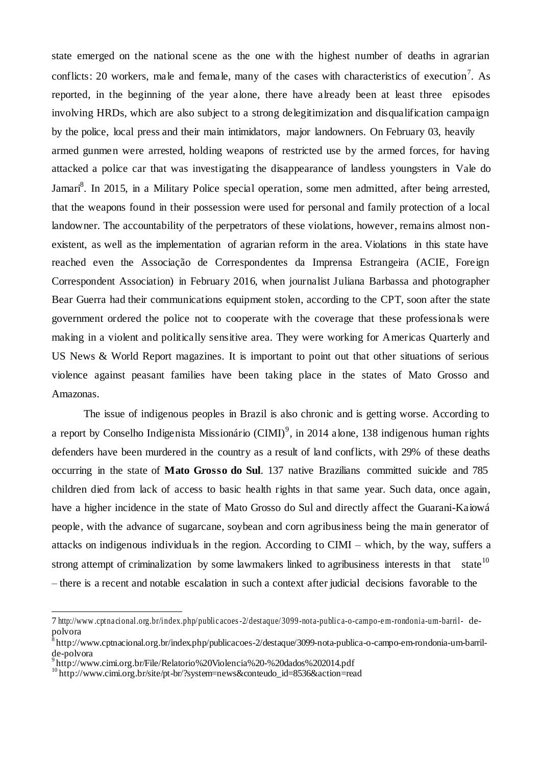state emerged on the national scene as the one with the highest number of deaths in agrarian conflicts: 20 workers, male and female, many of the cases with characteristics of execution[7]. As reported, in the beginning of the year alone, there have already been at least three episodes involving HRDs, which are also subject to a strong delegitimization and disqualification campaign by the police, local press and their main intimidators, major landowners. On February 03, heavily armed gunmen were arrested, holding weapons of restricted use by the armed forces, for having attacked a police car that was investigating the disappearance of landless youngsters in Vale do Jamari[8]. In 2015, in a Military Police special operation, some men admitted, after being arrested, that the weapons found in their possession were used for personal and family protection of a local landowner. The accountability of the perpetrators of these violations, however, remains almost non-existent, as well as the implementation of agrarian reform in the area. Violations in this state have reached even the Associação de Correspondentes da Imprensa Estrangeira (ACIE, Foreign Correspondent Association) in February 2016, when journalist Juliana Barbassa and photographer Bear Guerra had their communications equipment stolen, according to the CPT, soon after the state government ordered the police not to cooperate with the coverage that these professionals were making in a violent and politically sensitive area. They were working for Americas Quarterly and US News & World Report magazines. It is important to point out that other situations of serious violence against peasant families have been taking place in the states of Mato Grosso and Amazonas.

The issue of indigenous peoples in Brazil is also chronic and is getting worse. According to a report by Conselho Indigenista Missionário (CIMI)[9], in 2014 alone, 138 indigenous human rights defenders have been murdered in the country as a result of land conflicts, with 29% of these deaths occurring in the state of **Mato Grosso do Sul**. 137 native Brazilians committed suicide and 785 children died from lack of access to basic health rights in that same year. Such data, once again, have a higher incidence in the state of Mato Grosso do Sul and directly affect the Guarani-Kaiowá people, with the advance of sugarcane, soybean and corn agribusiness being the main generator of attacks on indigenous individuals in the region. According to CIMI – which, by the way, suffers a strong attempt of criminalization by some lawmakers linked to agribusiness interests in that state[10] – there is a recent and notable escalation in such a context after judicial decisions favorable to the

---

7 http://www.cptnacional.org.br/index.php/publicacoes-2/destaque/3099-nota-publica-o-campo-em-rondonia-um-barril-de-polvora

8 http://www.cptnacional.org.br/index.php/publicacoes-2/destaque/3099-nota-publica-o-campo-em-rondonia-um-barril-de-polvora

9 http://www.cimi.org.br/File/Relatorio%20Violencia%20-%20dados%202014.pdf

10 http://www.cimi.org.br/site/pt-br/?system=news&conteudo_id=8536&action=read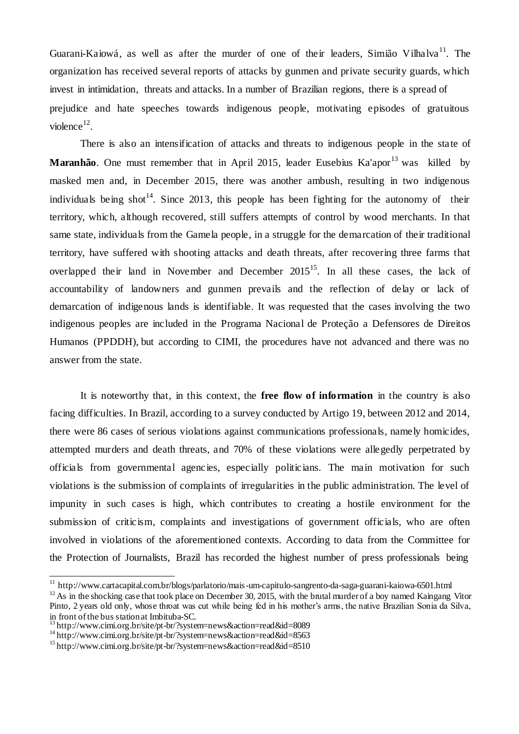Guarani-Kaiowá, as well as after the murder of one of their leaders, Simião Vilhalva[11]. The organization has received several reports of attacks by gunmen and private security guards, which invest in intimidation, threats and attacks. In a number of Brazilian regions, there is a spread of prejudice and hate speeches towards indigenous people, motivating episodes of gratuitous violence[12].

There is also an intensification of attacks and threats to indigenous people in the state of **Maranhão**. One must remember that in April 2015, leader Eusebius Ka'apor[13] was killed by masked men and, in December 2015, there was another ambush, resulting in two indigenous individuals being shot[14]. Since 2013, this people has been fighting for the autonomy of their territory, which, although recovered, still suffers attempts of control by wood merchants. In that same state, individuals from the Gamela people, in a struggle for the demarcation of their traditional territory, have suffered with shooting attacks and death threats, after recovering three farms that overlapped their land in November and December 2015[15]. In all these cases, the lack of accountability of landowners and gunmen prevails and the reflection of delay or lack of demarcation of indigenous lands is identifiable. It was requested that the cases involving the two indigenous peoples are included in the Programa Nacional de Proteção a Defensores de Direitos Humanos (PPDDH), but according to CIMI, the procedures have not advanced and there was no answer from the state.

It is noteworthy that, in this context, the **free flow of information** in the country is also facing difficulties. In Brazil, according to a survey conducted by Artigo 19, between 2012 and 2014, there were 86 cases of serious violations against communications professionals, namely homicides, attempted murders and death threats, and 70% of these violations were allegedly perpetrated by officials from governmental agencies, especially politicians. The main motivation for such violations is the submission of complaints of irregularities in the public administration. The level of impunity in such cases is high, which contributes to creating a hostile environment for the submission of criticism, complaints and investigations of government officials, who are often involved in violations of the aforementioned contexts. According to data from the Committee for the Protection of Journalists, Brazil has recorded the highest number of press professionals being

---

[11] http://www.cartacapital.com.br/blogs/parlatorio/mais-um-capitulo-sangrento-da-saga-guarani-kaiowa-6501.html

[12] As in the shocking case that took place on December 30, 2015, with the brutal murder of a boy named Kaingang Vitor Pinto, 2 years old only, whose throat was cut while being fed in his mother's arms, the native Brazilian Sonia da Silva, in front of the bus station at Imbituba-SC.

[13] http://www.cimi.org.br/site/pt-br/?system=news&action=read&id=8089

[14] http://www.cimi.org.br/site/pt-br/?system=news&action=read&id=8563

[15] http://www.cimi.org.br/site/pt-br/?system=news&action=read&id=8510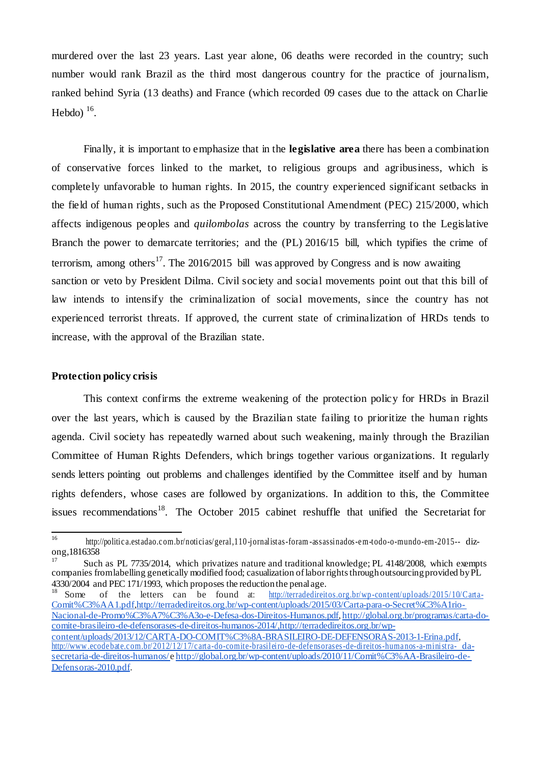murdered over the last 23 years. Last year alone, 06 deaths were recorded in the country; such number would rank Brazil as the third most dangerous country for the practice of journalism, ranked behind Syria (13 deaths) and France (which recorded 09 cases due to the attack on Charlie Hebdo) [16].

Finally, it is important to emphasize that in the **legislative area** there has been a combination of conservative forces linked to the market, to religious groups and agribusiness, which is completely unfavorable to human rights. In 2015, the country experienced significant setbacks in the field of human rights, such as the Proposed Constitutional Amendment (PEC) 215/2000, which affects indigenous peoples and *quilombolas* across the country by transferring to the Legislative Branch the power to demarcate territories; and the (PL) 2016/15 bill, which typifies the crime of terrorism, among others[17]. The 2016/2015 bill was approved by Congress and is now awaiting sanction or veto by President Dilma. Civil society and social movements point out that this bill of law intends to intensify the criminalization of social movements, since the country has not experienced terrorist threats. If approved, the current state of criminalization of HRDs tends to increase, with the approval of the Brazilian state.

**Protection policy crisis**

This context confirms the extreme weakening of the protection policy for HRDs in Brazil over the last years, which is caused by the Brazilian state failing to prioritize the human rights agenda. Civil society has repeatedly warned about such weakening, mainly through the Brazilian Committee of Human Rights Defenders, which brings together various organizations. It regularly sends letters pointing out problems and challenges identified by the Committee itself and by human rights defenders, whose cases are followed by organizations. In addition to this, the Committee issues recommendations[18]. The October 2015 cabinet reshuffle that unified the Secretariat for

---

[16] http://politica.estadao.com.br/noticias/geral,110-jornalistas-foram-assassinados-em-todo-o-mundo-em-2015-- diz-ong,1816358

[17] Such as PL 7735/2014, which privatizes nature and traditional knowledge; PL 4148/2008, which exempts companies from labelling genetically modified food; casualization of labor rights through outsourcing provided by PL 4330/2004 and PEC 171/1993, which proposes the reduction the penal age.

[18] Some of the letters can be found at: http://terradedireitos.org.br/wp-content/uploads/2015/10/Carta-Comit%C3%AA1.pdf,http://terradedireitos.org.br/wp-content/uploads/2015/03/Carta-para-o-Secret%C3%A1rio-Nacional-de-Promo%C3%A7%C3%A3o-e-Defesa-dos-Direitos-Humanos.pdf, http://global.org.br/programas/carta-do-comite-brasileiro-de-defensorases-de-direitos-humanos-2014/,http://terradedireitos.org.br/wp-content/uploads/2013/12/CARTA-DO-COMIT%C3%8A-BRASILEIRO-DE-DEFENSORAS-2013-1-Erina.pdf, http://www.ecodebate.com.br/2012/12/17/carta-do-comite-brasileiro-de-defensorases-de-direitos-humanos-a-ministra- da-secretaria-de-direitos-humanos/ e http://global.org.br/wp-content/uploads/2010/11/Comit%C3%AA-Brasileiro-de-Defensoras-2010.pdf.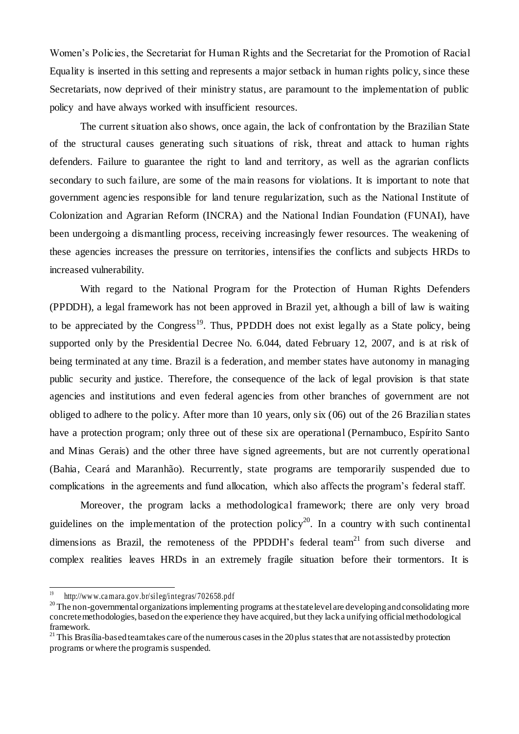Women's Policies, the Secretariat for Human Rights and the Secretariat for the Promotion of Racial Equality is inserted in this setting and represents a major setback in human rights policy, since these Secretariats, now deprived of their ministry status, are paramount to the implementation of public policy and have always worked with insufficient resources.

The current situation also shows, once again, the lack of confrontation by the Brazilian State of the structural causes generating such situations of risk, threat and attack to human rights defenders. Failure to guarantee the right to land and territory, as well as the agrarian conflicts secondary to such failure, are some of the main reasons for violations. It is important to note that government agencies responsible for land tenure regularization, such as the National Institute of Colonization and Agrarian Reform (INCRA) and the National Indian Foundation (FUNAI), have been undergoing a dismantling process, receiving increasingly fewer resources. The weakening of these agencies increases the pressure on territories, intensifies the conflicts and subjects HRDs to increased vulnerability.

With regard to the National Program for the Protection of Human Rights Defenders (PPDDH), a legal framework has not been approved in Brazil yet, although a bill of law is waiting to be appreciated by the Congress[19]. Thus, PPDDH does not exist legally as a State policy, being supported only by the Presidential Decree No. 6.044, dated February 12, 2007, and is at risk of being terminated at any time. Brazil is a federation, and member states have autonomy in managing public security and justice. Therefore, the consequence of the lack of legal provision is that state agencies and institutions and even federal agencies from other branches of government are not obliged to adhere to the policy. After more than 10 years, only six (06) out of the 26 Brazilian states have a protection program; only three out of these six are operational (Pernambuco, Espírito Santo and Minas Gerais) and the other three have signed agreements, but are not currently operational (Bahia, Ceará and Maranhão). Recurrently, state programs are temporarily suspended due to complications in the agreements and fund allocation, which also affects the program's federal staff.

Moreover, the program lacks a methodological framework; there are only very broad guidelines on the implementation of the protection policy[20]. In a country with such continental dimensions as Brazil, the remoteness of the PPDDH's federal team[21] from such diverse and complex realities leaves HRDs in an extremely fragile situation before their tormentors. It is

---

[19] http://www.camara.gov.br/sileg/integras/702658.pdf

[20] The non-governmental organizations implementing programs at the state level are developing and consolidating more concrete methodologies, based on the experience they have acquired, but they lack a unifying official methodological framework.

[21] This Brasília-based team takes care of the numerous cases in the 20 plus states that are not assisted by protection programs or where the program is suspended.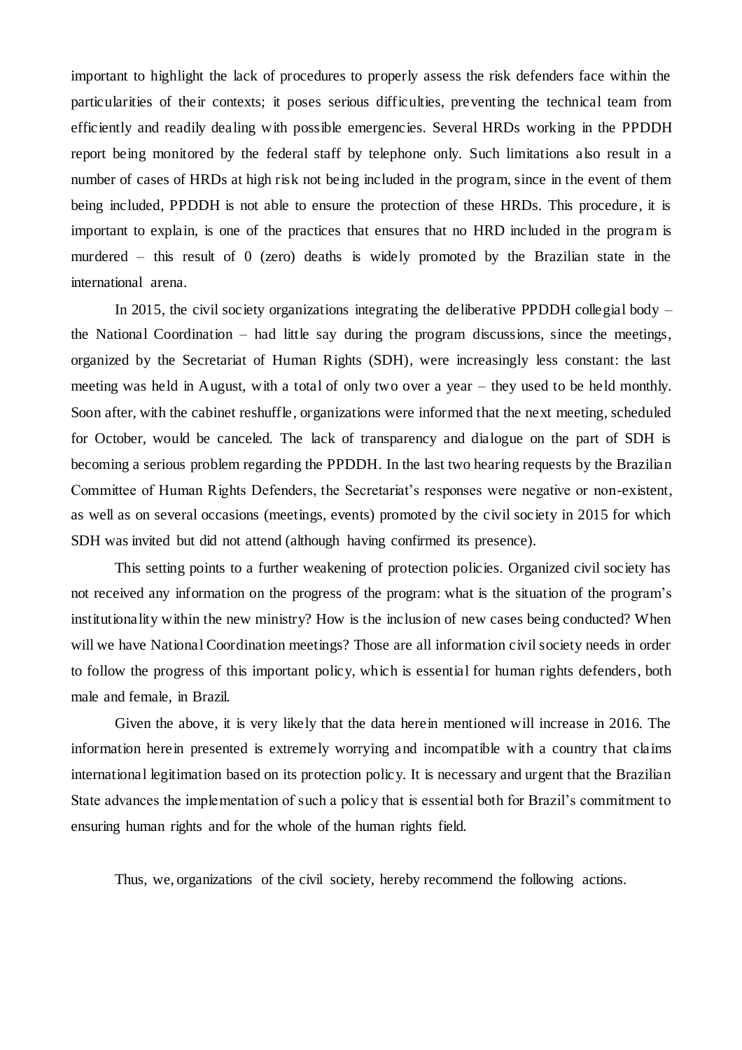important to highlight the lack of procedures to properly assess the risk defenders face within the particularities of their contexts; it poses serious difficulties, preventing the technical team from efficiently and readily dealing with possible emergencies. Several HRDs working in the PPDDH report being monitored by the federal staff by telephone only. Such limitations also result in a number of cases of HRDs at high risk not being included in the program, since in the event of them being included, PPDDH is not able to ensure the protection of these HRDs. This procedure, it is important to explain, is one of the practices that ensures that no HRD included in the program is murdered – this result of 0 (zero) deaths is widely promoted by the Brazilian state in the international arena.

In 2015, the civil society organizations integrating the deliberative PPDDH collegial body – the National Coordination – had little say during the program discussions, since the meetings, organized by the Secretariat of Human Rights (SDH), were increasingly less constant: the last meeting was held in August, with a total of only two over a year – they used to be held monthly. Soon after, with the cabinet reshuffle, organizations were informed that the next meeting, scheduled for October, would be canceled. The lack of transparency and dialogue on the part of SDH is becoming a serious problem regarding the PPDDH. In the last two hearing requests by the Brazilian Committee of Human Rights Defenders, the Secretariat's responses were negative or non-existent, as well as on several occasions (meetings, events) promoted by the civil society in 2015 for which SDH was invited but did not attend (although having confirmed its presence).

This setting points to a further weakening of protection policies. Organized civil society has not received any information on the progress of the program: what is the situation of the program's institutionality within the new ministry? How is the inclusion of new cases being conducted? When will we have National Coordination meetings? Those are all information civil society needs in order to follow the progress of this important policy, which is essential for human rights defenders, both male and female, in Brazil.

Given the above, it is very likely that the data herein mentioned will increase in 2016. The information herein presented is extremely worrying and incompatible with a country that claims international legitimation based on its protection policy. It is necessary and urgent that the Brazilian State advances the implementation of such a policy that is essential both for Brazil's commitment to ensuring human rights and for the whole of the human rights field.

Thus, we, organizations of the civil society, hereby recommend the following actions.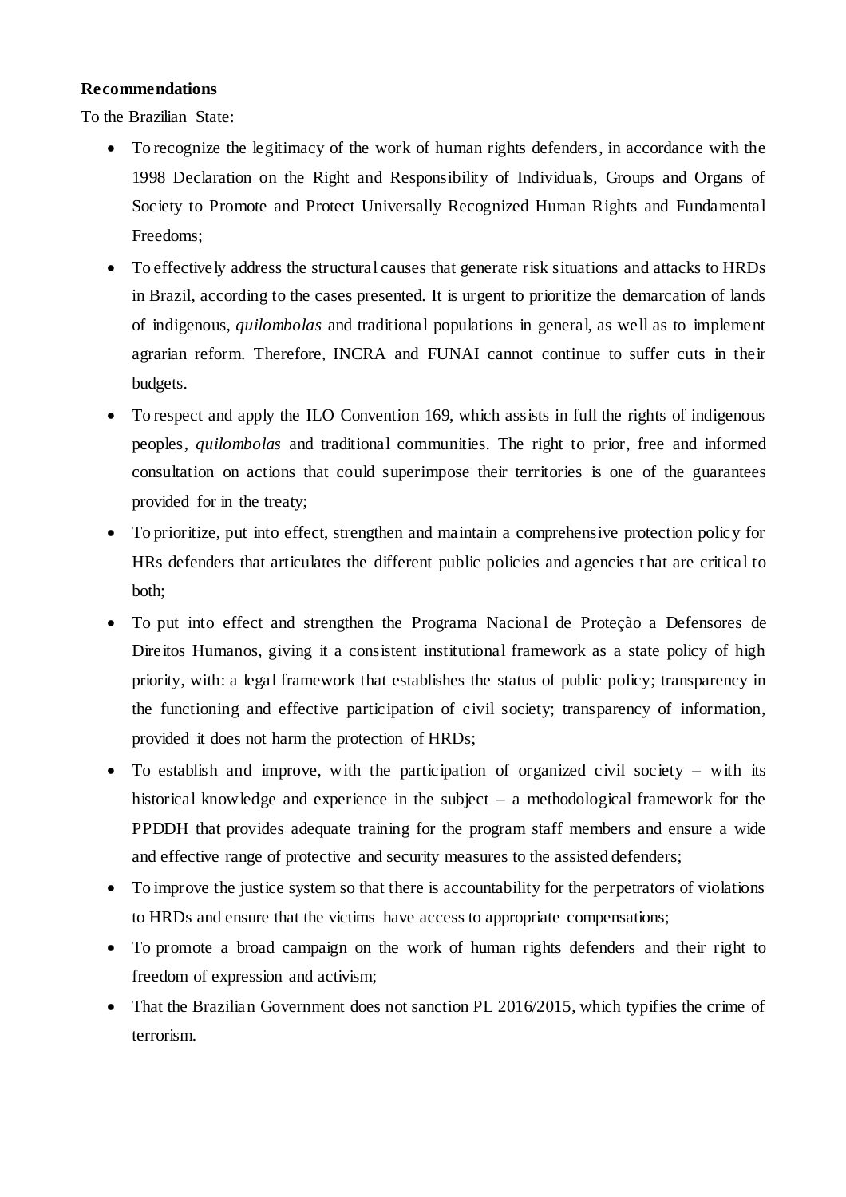**Recommendations**

To the Brazilian State:

- To recognize the legitimacy of the work of human rights defenders, in accordance with the 1998 Declaration on the Right and Responsibility of Individuals, Groups and Organs of Society to Promote and Protect Universally Recognized Human Rights and Fundamental Freedoms;
- To effectively address the structural causes that generate risk situations and attacks to HRDs in Brazil, according to the cases presented. It is urgent to prioritize the demarcation of lands of indigenous, *quilombolas* and traditional populations in general, as well as to implement agrarian reform. Therefore, INCRA and FUNAI cannot continue to suffer cuts in their budgets.
- To respect and apply the ILO Convention 169, which assists in full the rights of indigenous peoples, *quilombolas* and traditional communities. The right to prior, free and informed consultation on actions that could superimpose their territories is one of the guarantees provided for in the treaty;
- To prioritize, put into effect, strengthen and maintain a comprehensive protection policy for HRs defenders that articulates the different public policies and agencies that are critical to both;
- To put into effect and strengthen the Programa Nacional de Proteção a Defensores de Direitos Humanos, giving it a consistent institutional framework as a state policy of high priority, with: a legal framework that establishes the status of public policy; transparency in the functioning and effective participation of civil society; transparency of information, provided it does not harm the protection of HRDs;
- To establish and improve, with the participation of organized civil society – with its historical knowledge and experience in the subject – a methodological framework for the PPDDH that provides adequate training for the program staff members and ensure a wide and effective range of protective and security measures to the assisted defenders;
- To improve the justice system so that there is accountability for the perpetrators of violations to HRDs and ensure that the victims have access to appropriate compensations;
- To promote a broad campaign on the work of human rights defenders and their right to freedom of expression and activism;
- That the Brazilian Government does not sanction PL 2016/2015, which typifies the crime of terrorism.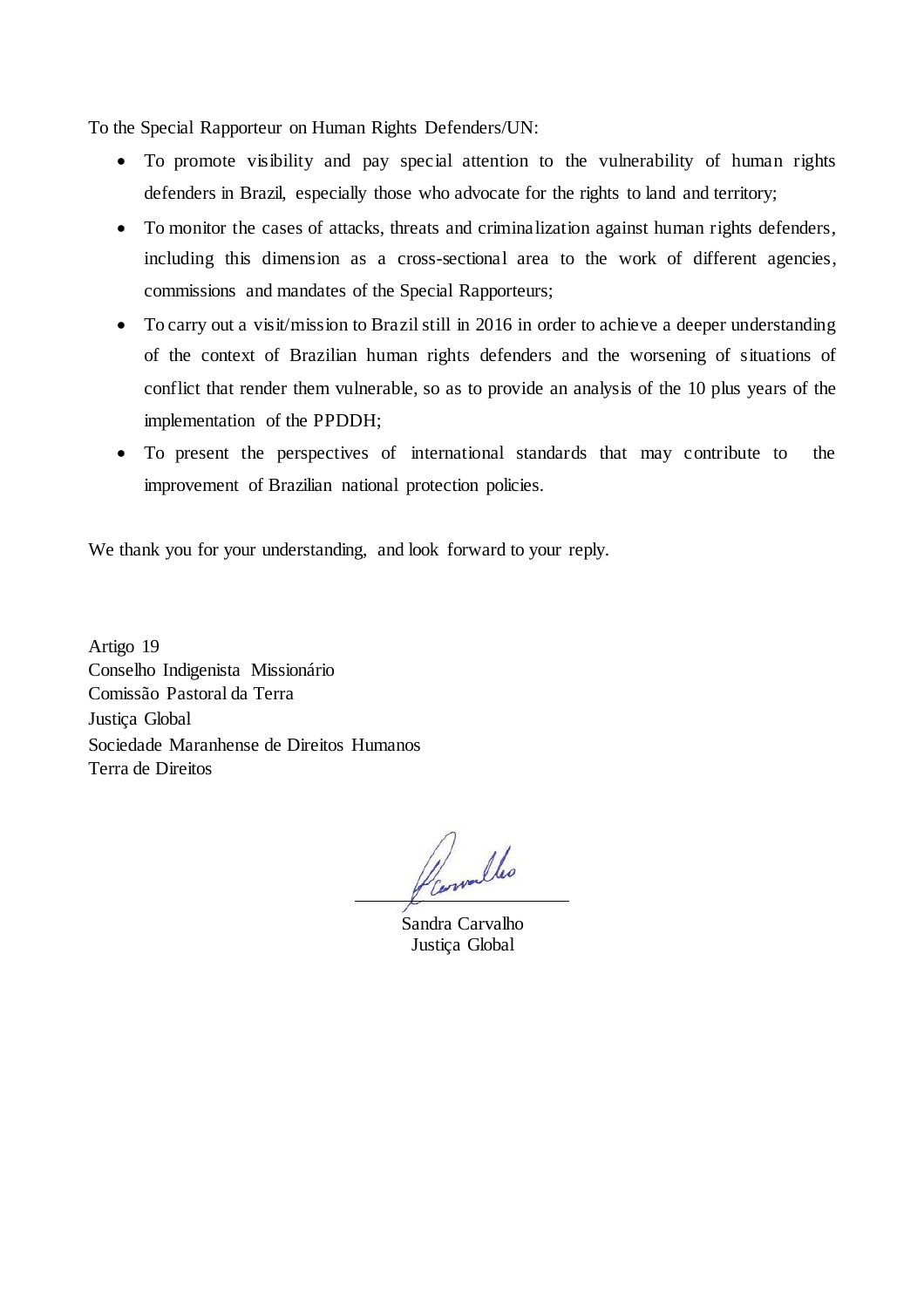To the Special Rapporteur on Human Rights Defenders/UN:

- To promote visibility and pay special attention to the vulnerability of human rights defenders in Brazil, especially those who advocate for the rights to land and territory;
- To monitor the cases of attacks, threats and criminalization against human rights defenders, including this dimension as a cross-sectional area to the work of different agencies, commissions and mandates of the Special Rapporteurs;
- To carry out a visit/mission to Brazil still in 2016 in order to achieve a deeper understanding of the context of Brazilian human rights defenders and the worsening of situations of conflict that render them vulnerable, so as to provide an analysis of the 10 plus years of the implementation of the PPDDH;
- To present the perspectives of international standards that may contribute to the improvement of Brazilian national protection policies.

We thank you for your understanding, and look forward to your reply.

Artigo 19
Conselho Indigenista Missionário
Comissão Pastoral da Terra
Justiça Global
Sociedade Maranhense de Direitos Humanos
Terra de Direitos

Sandra Carvalho
Justiça Global